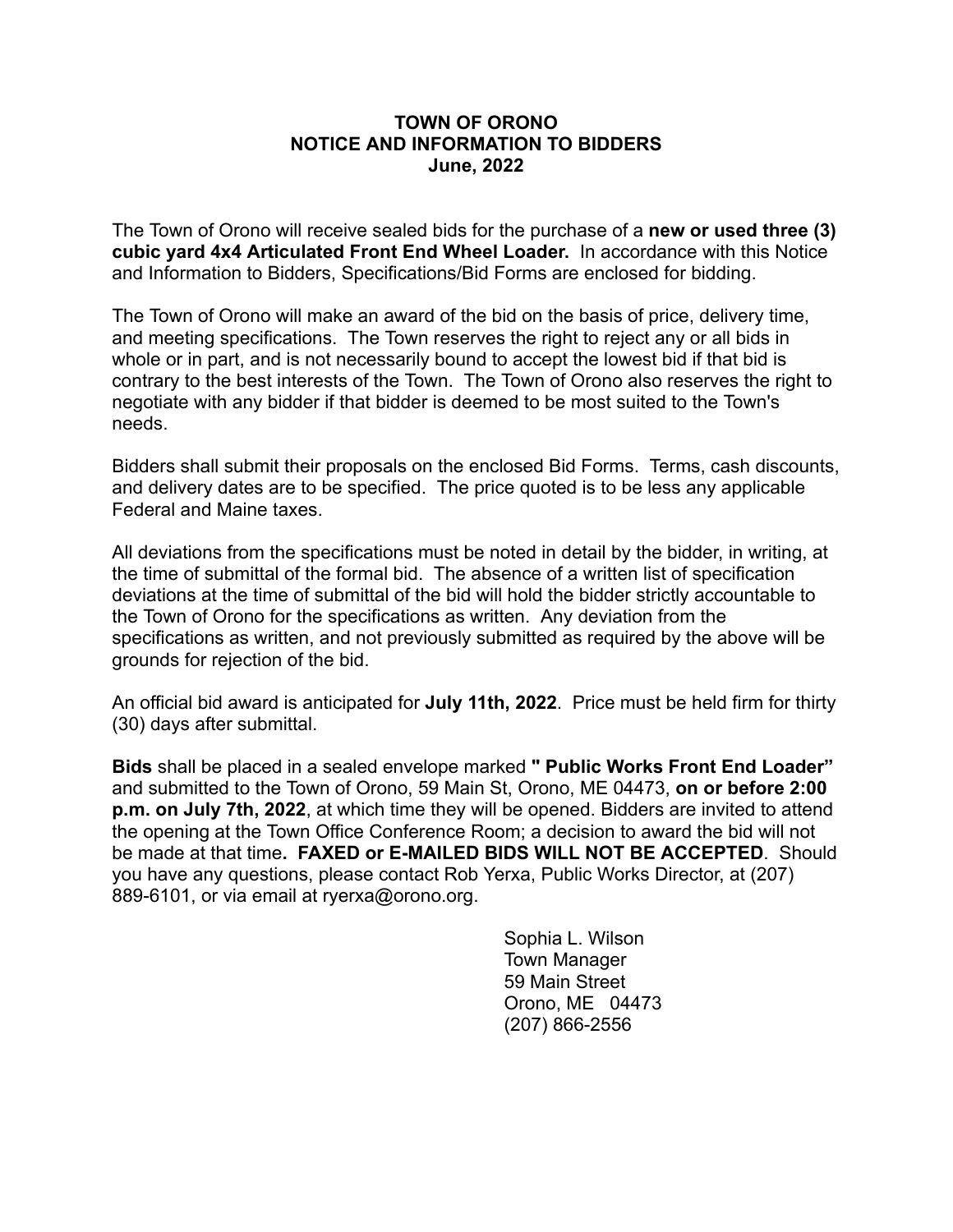# TOWN OF ORONO
## NOTICE AND INFORMATION TO BIDDERS
### June, 2022

The Town of Orono will receive sealed bids for the purchase of a **new or used three (3) cubic yard 4x4 Articulated Front End Wheel Loader.** In accordance with this Notice and Information to Bidders, Specifications/Bid Forms are enclosed for bidding.

The Town of Orono will make an award of the bid on the basis of price, delivery time, and meeting specifications. The Town reserves the right to reject any or all bids in whole or in part, and is not necessarily bound to accept the lowest bid if that bid is contrary to the best interests of the Town. The Town of Orono also reserves the right to negotiate with any bidder if that bidder is deemed to be most suited to the Town's needs.

Bidders shall submit their proposals on the enclosed Bid Forms. Terms, cash discounts, and delivery dates are to be specified. The price quoted is to be less any applicable Federal and Maine taxes.

All deviations from the specifications must be noted in detail by the bidder, in writing, at the time of submittal of the formal bid. The absence of a written list of specification deviations at the time of submittal of the bid will hold the bidder strictly accountable to the Town of Orono for the specifications as written. Any deviation from the specifications as written, and not previously submitted as required by the above will be grounds for rejection of the bid.

An official bid award is anticipated for **July 11th, 2022**. Price must be held firm for thirty (30) days after submittal.

**Bids** shall be placed in a sealed envelope marked **" Public Works Front End Loader"** and submitted to the Town of Orono, 59 Main St, Orono, ME 04473, **on or before 2:00 p.m. on July 7th, 2022**, at which time they will be opened. Bidders are invited to attend the opening at the Town Office Conference Room; a decision to award the bid will not be made at that time**. FAXED or E-MAILED BIDS WILL NOT BE ACCEPTED**. Should you have any questions, please contact Rob Yerxa, Public Works Director, at (207) 889-6101, or via email at ryerxa@orono.org.

Sophia L. Wilson  
Town Manager  
59 Main Street  
Orono, ME 04473  
(207) 866-2556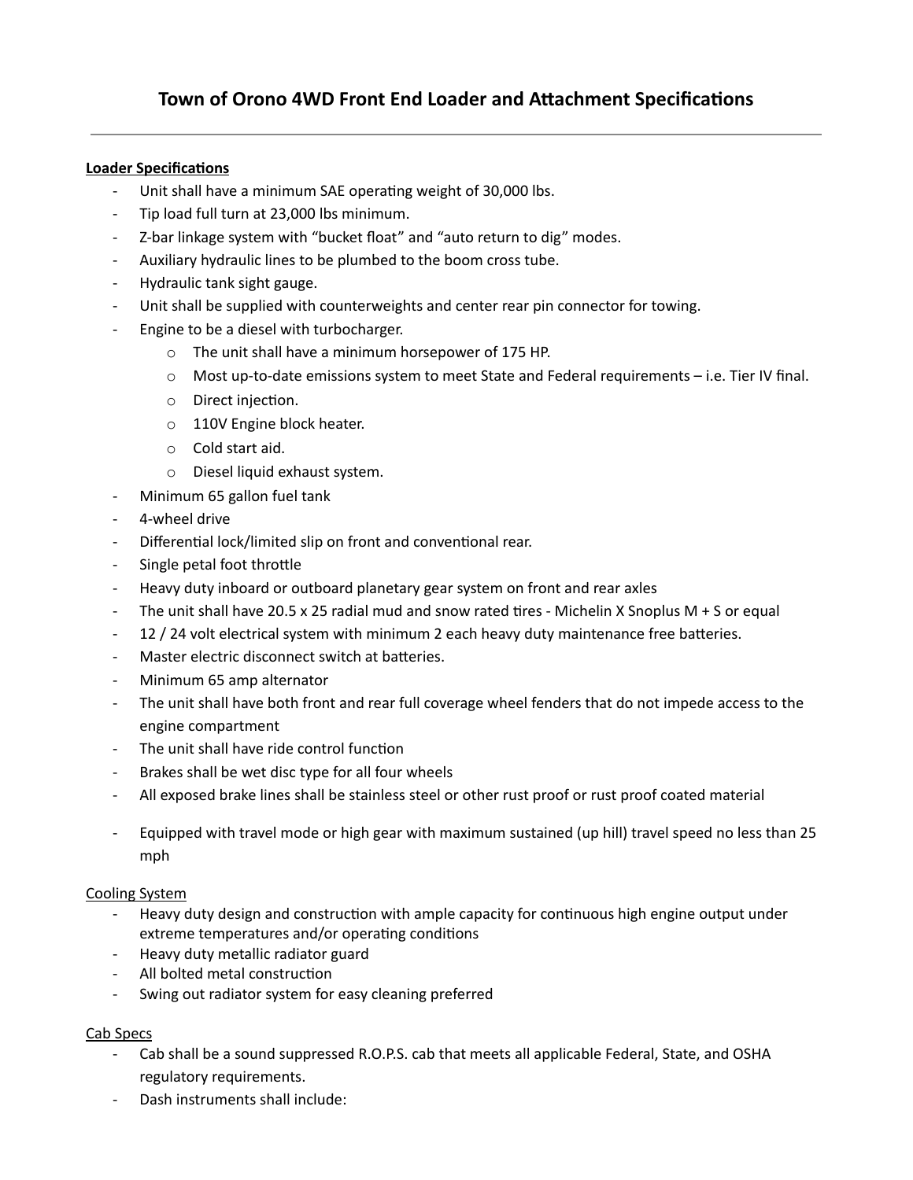# Town of Orono 4WD Front End Loader and Attachment Specifications

---

**Loader Specifications**

- Unit shall have a minimum SAE operating weight of 30,000 lbs.
- Tip load full turn at 23,000 lbs minimum.
- Z-bar linkage system with "bucket float" and "auto return to dig" modes.
- Auxiliary hydraulic lines to be plumbed to the boom cross tube.
- Hydraulic tank sight gauge.
- Unit shall be supplied with counterweights and center rear pin connector for towing.
- Engine to be a diesel with turbocharger.
  - The unit shall have a minimum horsepower of 175 HP.
  - Most up-to-date emissions system to meet State and Federal requirements – i.e. Tier IV final.
  - Direct injection.
  - 110V Engine block heater.
  - Cold start aid.
  - Diesel liquid exhaust system.
- Minimum 65 gallon fuel tank
- 4-wheel drive
- Differential lock/limited slip on front and conventional rear.
- Single petal foot throttle
- Heavy duty inboard or outboard planetary gear system on front and rear axles
- The unit shall have 20.5 x 25 radial mud and snow rated tires - Michelin X Snoplus M + S or equal
- 12 / 24 volt electrical system with minimum 2 each heavy duty maintenance free batteries.
- Master electric disconnect switch at batteries.
- Minimum 65 amp alternator
- The unit shall have both front and rear full coverage wheel fenders that do not impede access to the engine compartment
- The unit shall have ride control function
- Brakes shall be wet disc type for all four wheels
- All exposed brake lines shall be stainless steel or other rust proof or rust proof coated material
- Equipped with travel mode or high gear with maximum sustained (up hill) travel speed no less than 25 mph

Cooling System

- Heavy duty design and construction with ample capacity for continuous high engine output under extreme temperatures and/or operating conditions
- Heavy duty metallic radiator guard
- All bolted metal construction
- Swing out radiator system for easy cleaning preferred

Cab Specs

- Cab shall be a sound suppressed R.O.P.S. cab that meets all applicable Federal, State, and OSHA regulatory requirements.
- Dash instruments shall include: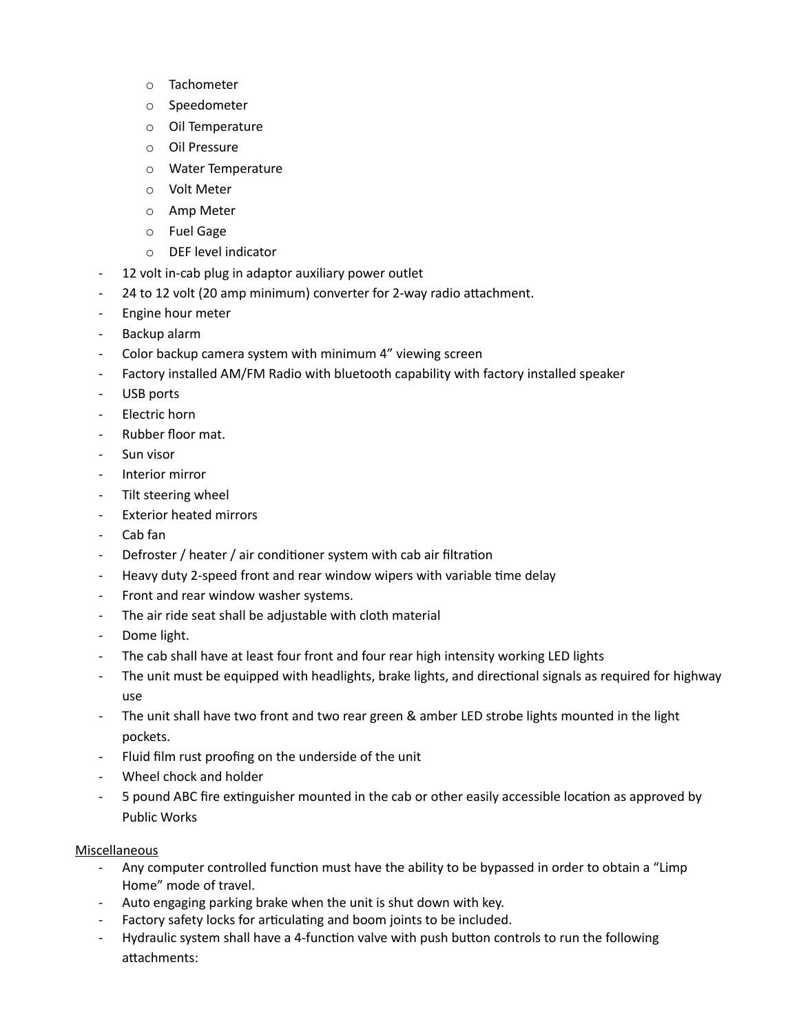- Tachometer
  - Speedometer
  - Oil Temperature
  - Oil Pressure
  - Water Temperature
  - Volt Meter
  - Amp Meter
  - Fuel Gage
  - DEF level indicator
- 12 volt in-cab plug in adaptor auxiliary power outlet
- 24 to 12 volt (20 amp minimum) converter for 2-way radio attachment.
- Engine hour meter
- Backup alarm
- Color backup camera system with minimum 4" viewing screen
- Factory installed AM/FM Radio with bluetooth capability with factory installed speaker
- USB ports
- Electric horn
- Rubber floor mat.
- Sun visor
- Interior mirror
- Tilt steering wheel
- Exterior heated mirrors
- Cab fan
- Defroster / heater / air conditioner system with cab air filtration
- Heavy duty 2-speed front and rear window wipers with variable time delay
- Front and rear window washer systems.
- The air ride seat shall be adjustable with cloth material
- Dome light.
- The cab shall have at least four front and four rear high intensity working LED lights
- The unit must be equipped with headlights, brake lights, and directional signals as required for highway use
- The unit shall have two front and two rear green & amber LED strobe lights mounted in the light pockets.
- Fluid film rust proofing on the underside of the unit
- Wheel chock and holder
- 5 pound ABC fire extinguisher mounted in the cab or other easily accessible location as approved by Public Works

<u>Miscellaneous</u>

- Any computer controlled function must have the ability to be bypassed in order to obtain a "Limp Home" mode of travel.
- Auto engaging parking brake when the unit is shut down with key.
- Factory safety locks for articulating and boom joints to be included.
- Hydraulic system shall have a 4-function valve with push button controls to run the following attachments: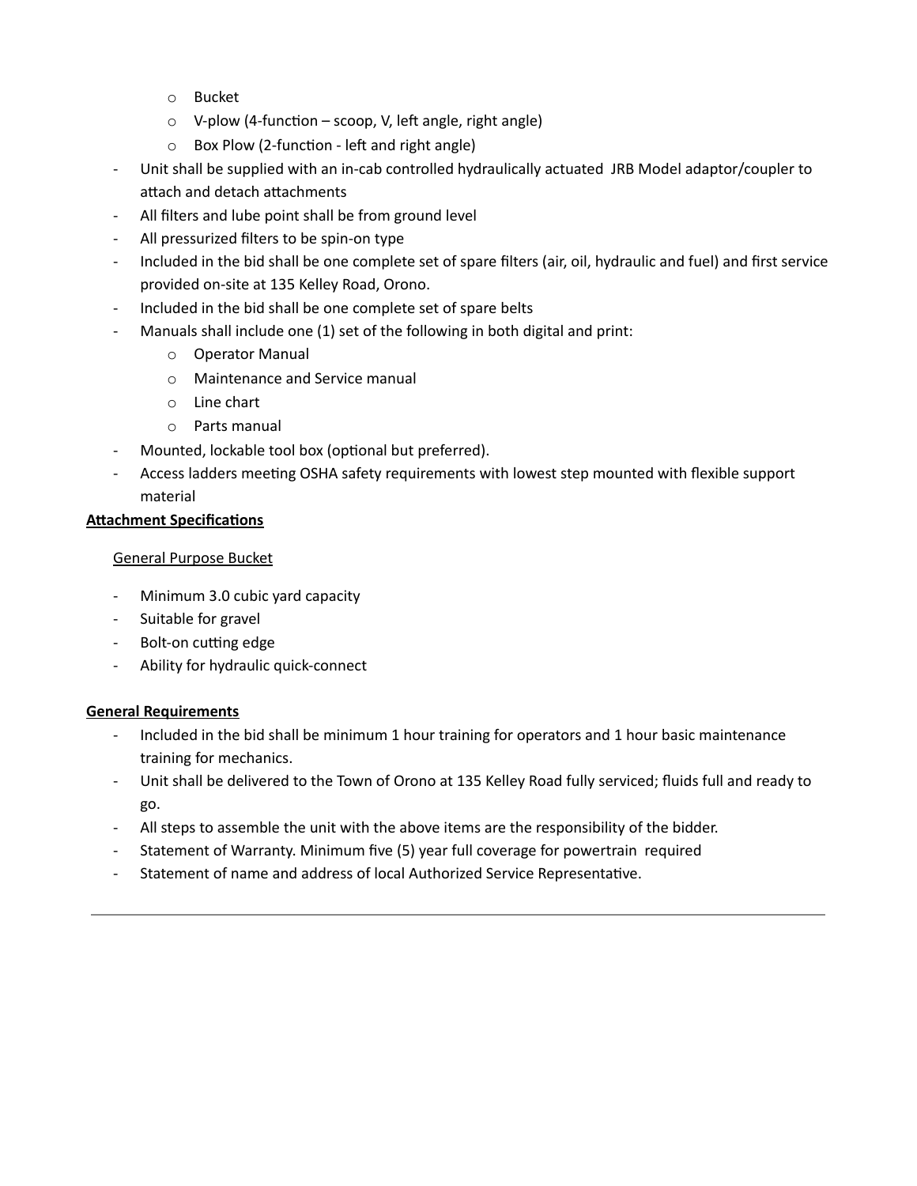- Bucket
    - V-plow (4-function – scoop, V, left angle, right angle)
    - Box Plow (2-function - left and right angle)
- Unit shall be supplied with an in-cab controlled hydraulically actuated JRB Model adaptor/coupler to attach and detach attachments
- All filters and lube point shall be from ground level
- All pressurized filters to be spin-on type
- Included in the bid shall be one complete set of spare filters (air, oil, hydraulic and fuel) and first service provided on-site at 135 Kelley Road, Orono.
- Included in the bid shall be one complete set of spare belts
- Manuals shall include one (1) set of the following in both digital and print:
    - Operator Manual
    - Maintenance and Service manual
    - Line chart
    - Parts manual
- Mounted, lockable tool box (optional but preferred).
- Access ladders meeting OSHA safety requirements with lowest step mounted with flexible support material

**Attachment Specifications**

General Purpose Bucket

- Minimum 3.0 cubic yard capacity
- Suitable for gravel
- Bolt-on cutting edge
- Ability for hydraulic quick-connect

**General Requirements**

- Included in the bid shall be minimum 1 hour training for operators and 1 hour basic maintenance training for mechanics.
- Unit shall be delivered to the Town of Orono at 135 Kelley Road fully serviced; fluids full and ready to go.
- All steps to assemble the unit with the above items are the responsibility of the bidder.
- Statement of Warranty. Minimum five (5) year full coverage for powertrain required
- Statement of name and address of local Authorized Service Representative.

---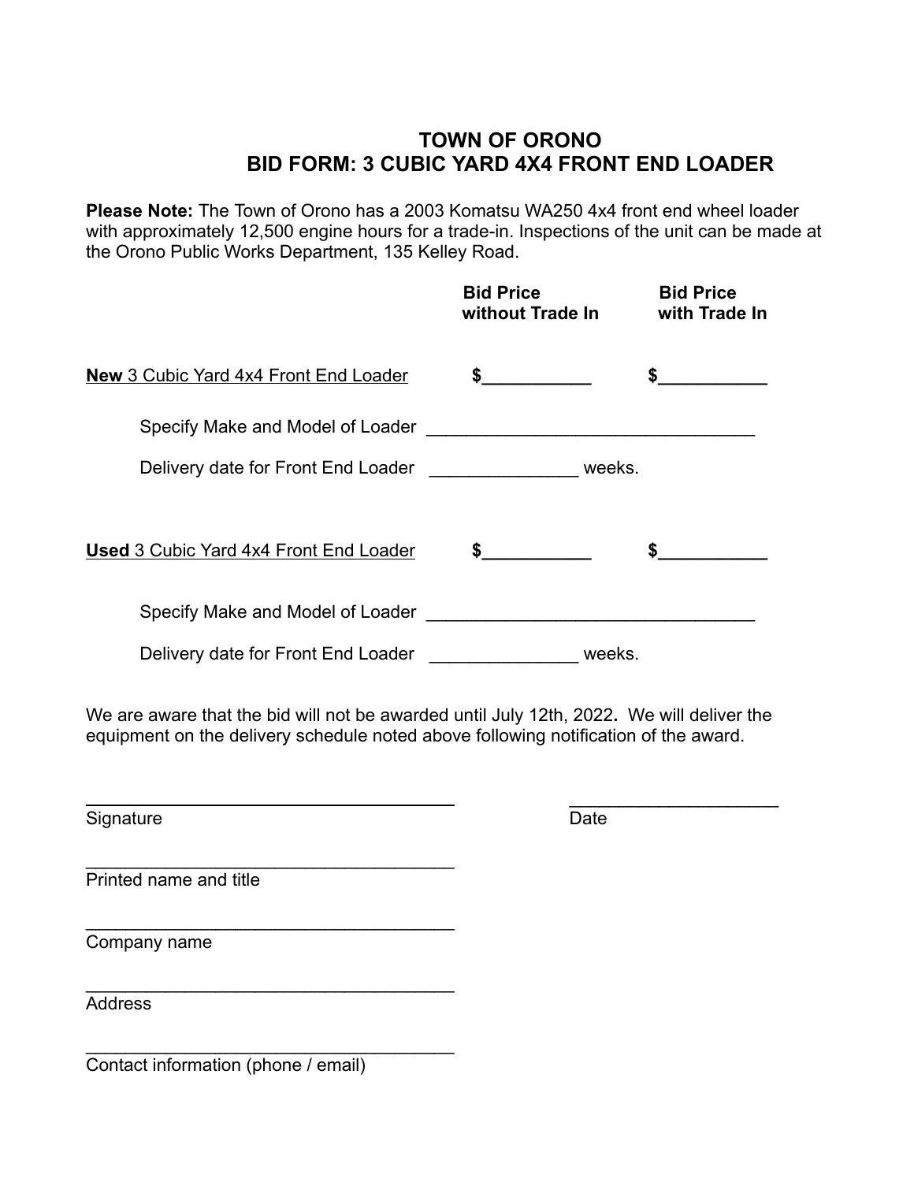# TOWN OF ORONO
## BID FORM: 3 CUBIC YARD 4X4 FRONT END LOADER

**Please Note:** The Town of Orono has a 2003 Komatsu WA250 4x4 front end wheel loader with approximately 12,500 engine hours for a trade-in. Inspections of the unit can be made at the Orono Public Works Department, 135 Kelley Road.

| | **Bid Price without Trade In** | **Bid Price with Trade In** |
|---|---|---|
| **New** 3 Cubic Yard 4x4 Front End Loader | $___________ | $___________ |

Specify Make and Model of Loader _________________________________

Delivery date for Front End Loader _______________ weeks.

| | **Bid Price without Trade In** | **Bid Price with Trade In** |
|---|---|---|
| **Used** 3 Cubic Yard 4x4 Front End Loader | $___________ | $___________ |

Specify Make and Model of Loader _________________________________

Delivery date for Front End Loader _______________ weeks.

We are aware that the bid will not be awarded until July 12th, 2022. We will deliver the equipment on the delivery schedule noted above following notification of the award.

_____________________________________ _____________________
Signature Date

_____________________________________
Printed name and title

_____________________________________
Company name

_____________________________________
Address

_____________________________________
Contact information (phone / email)